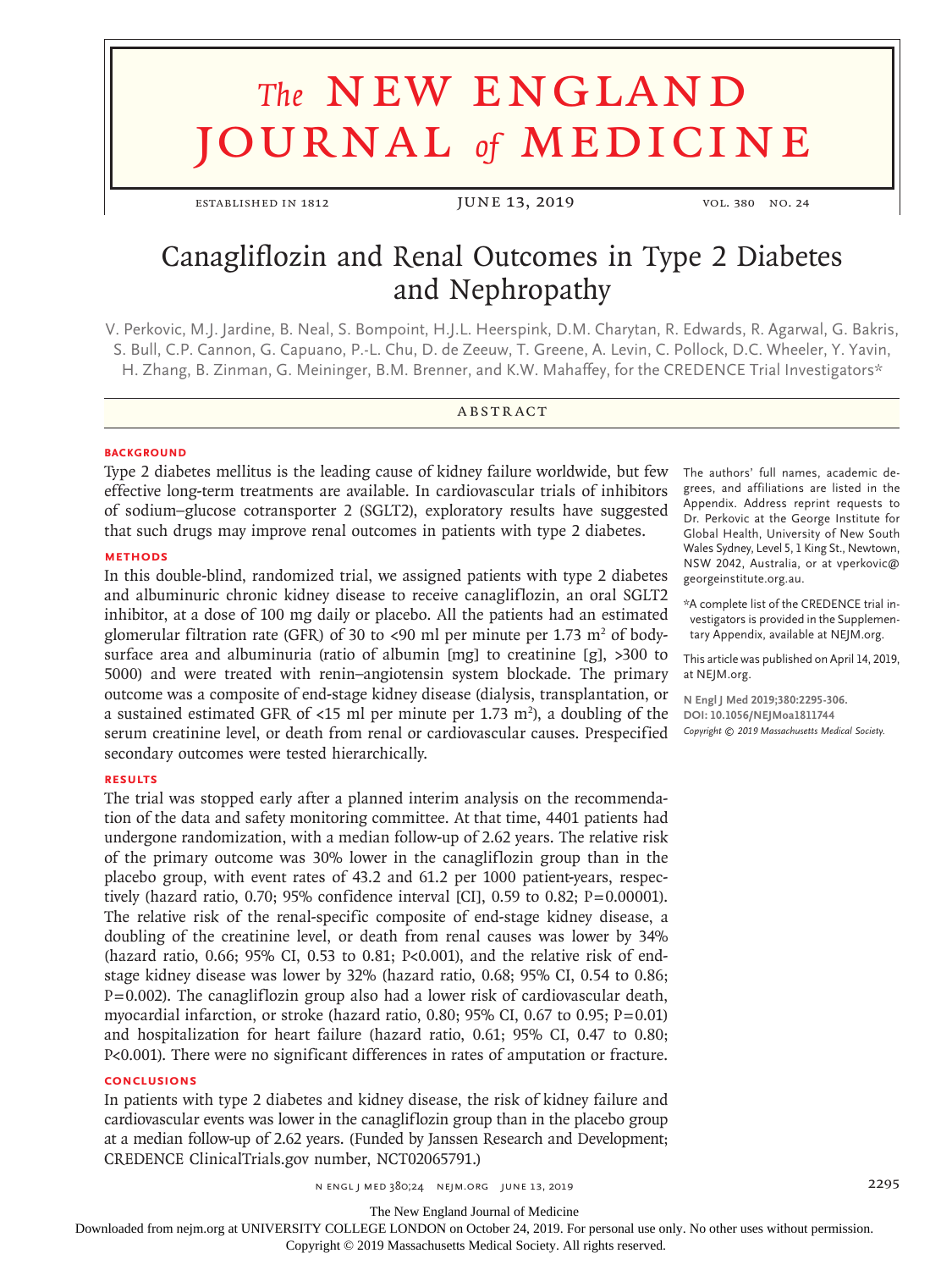# The NEW ENGLAND JOURNAL of MEDICINE

ESTABLISHED IN 1812 — JUNE 13, 2019 — VOL. 380 NO. 24

# Canagliflozin and Renal Outcomes in Type 2 Diabetes and Nephropathy

V. Perkovic, M.J. Jardine, B. Neal, S. Bompoint, H.J.L. Heerspink, D.M. Charytan, R. Edwards, R. Agarwal, G. Bakris, S. Bull, C.P. Cannon, G. Capuano, P.-L. Chu, D. de Zeeuw, T. Greene, A. Levin, C. Pollock, D.C. Wheeler, Y. Yavin, H. Zhang, B. Zinman, G. Meininger, B.M. Brenner, and K.W. Mahaffey, for the CREDENCE Trial Investigators*

## ABSTRACT

### BACKGROUND

Type 2 diabetes mellitus is the leading cause of kidney failure worldwide, but few effective long-term treatments are available. In cardiovascular trials of inhibitors of sodium–glucose cotransporter 2 (SGLT2), exploratory results have suggested that such drugs may improve renal outcomes in patients with type 2 diabetes.

### METHODS

In this double-blind, randomized trial, we assigned patients with type 2 diabetes and albuminuric chronic kidney disease to receive canagliflozin, an oral SGLT2 inhibitor, at a dose of 100 mg daily or placebo. All the patients had an estimated glomerular filtration rate (GFR) of 30 to <90 ml per minute per 1.73 $m^2$ of body-surface area and albuminuria (ratio of albumin [mg] to creatinine [g], >300 to 5000) and were treated with renin–angiotensin system blockade. The primary outcome was a composite of end-stage kidney disease (dialysis, transplantation, or a sustained estimated GFR of <15 ml per minute per 1.73 $m^2$), a doubling of the serum creatinine level, or death from renal or cardiovascular causes. Prespecified secondary outcomes were tested hierarchically.

### RESULTS

The trial was stopped early after a planned interim analysis on the recommendation of the data and safety monitoring committee. At that time, 4401 patients had undergone randomization, with a median follow-up of 2.62 years. The relative risk of the primary outcome was 30% lower in the canagliflozin group than in the placebo group, with event rates of 43.2 and 61.2 per 1000 patient-years, respectively (hazard ratio, 0.70; 95% confidence interval [CI], 0.59 to 0.82; P=0.00001). The relative risk of the renal-specific composite of end-stage kidney disease, a doubling of the creatinine level, or death from renal causes was lower by 34% (hazard ratio, 0.66; 95% CI, 0.53 to 0.81; P<0.001), and the relative risk of end-stage kidney disease was lower by 32% (hazard ratio, 0.68; 95% CI, 0.54 to 0.86; P=0.002). The canagliflozin group also had a lower risk of cardiovascular death, myocardial infarction, or stroke (hazard ratio, 0.80; 95% CI, 0.67 to 0.95; P=0.01) and hospitalization for heart failure (hazard ratio, 0.61; 95% CI, 0.47 to 0.80; P<0.001). There were no significant differences in rates of amputation or fracture.

### CONCLUSIONS

In patients with type 2 diabetes and kidney disease, the risk of kidney failure and cardiovascular events was lower in the canagliflozin group than in the placebo group at a median follow-up of 2.62 years. (Funded by Janssen Research and Development; CREDENCE ClinicalTrials.gov number, NCT02065791.)

The authors' full names, academic degrees, and affiliations are listed in the Appendix. Address reprint requests to Dr. Perkovic at the George Institute for Global Health, University of New South Wales Sydney, Level 5, 1 King St., Newtown, NSW 2042, Australia, or at vperkovic@georgeinstitute.org.au.

*A complete list of the CREDENCE trial investigators is provided in the Supplementary Appendix, available at NEJM.org.

This article was published on April 14, 2019, at NEJM.org.

**N Engl J Med 2019;380:2295-306.**
**DOI: 10.1056/NEJMoa1811744**
*Copyright © 2019 Massachusetts Medical Society.*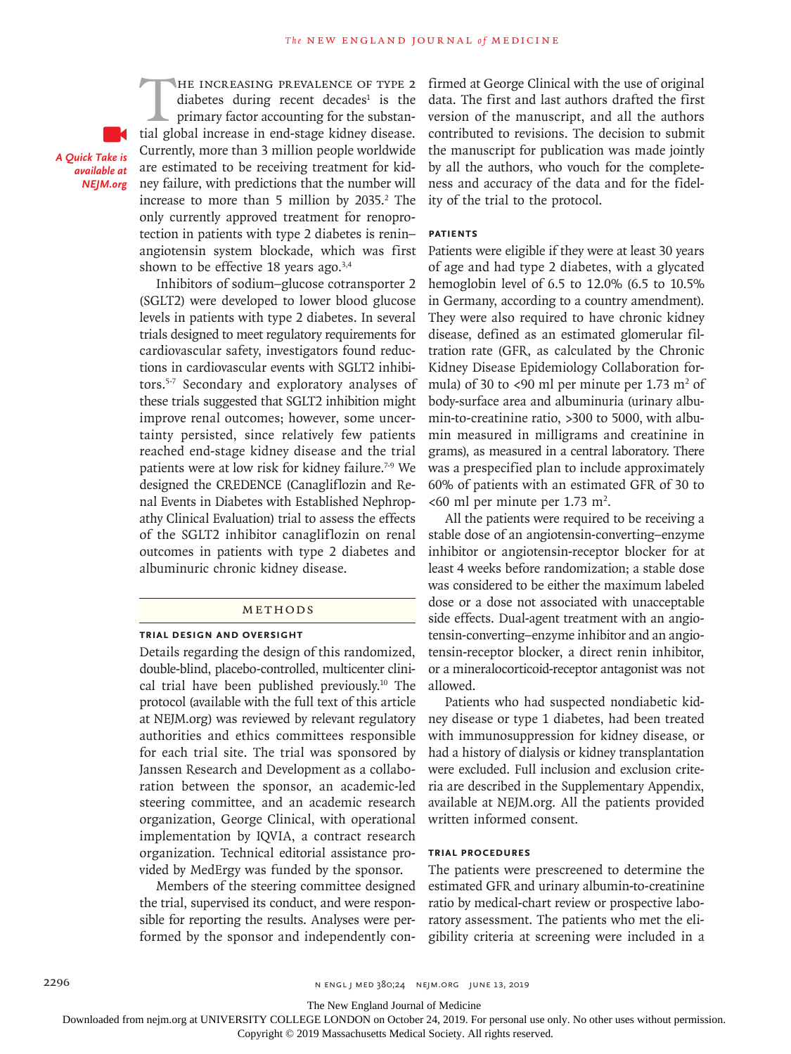*A Quick Take is available at NEJM.org*

The increasing prevalence of type 2 diabetes during recent decades[1] is the primary factor accounting for the substantial global increase in end-stage kidney disease. Currently, more than 3 million people worldwide are estimated to be receiving treatment for kidney failure, with predictions that the number will increase to more than 5 million by 2035.[2] The only currently approved treatment for renoprotection in patients with type 2 diabetes is renin–angiotensin system blockade, which was first shown to be effective 18 years ago.[3,4]

Inhibitors of sodium–glucose cotransporter 2 (SGLT2) were developed to lower blood glucose levels in patients with type 2 diabetes. In several trials designed to meet regulatory requirements for cardiovascular safety, investigators found reductions in cardiovascular events with SGLT2 inhibitors.[5-7] Secondary and exploratory analyses of these trials suggested that SGLT2 inhibition might improve renal outcomes; however, some uncertainty persisted, since relatively few patients reached end-stage kidney disease and the trial patients were at low risk for kidney failure.[7-9] We designed the CREDENCE (Canagliflozin and Renal Events in Diabetes with Established Nephropathy Clinical Evaluation) trial to assess the effects of the SGLT2 inhibitor canagliflozin on renal outcomes in patients with type 2 diabetes and albuminuric chronic kidney disease.

## Methods

### Trial Design and Oversight

Details regarding the design of this randomized, double-blind, placebo-controlled, multicenter clinical trial have been published previously.[10] The protocol (available with the full text of this article at NEJM.org) was reviewed by relevant regulatory authorities and ethics committees responsible for each trial site. The trial was sponsored by Janssen Research and Development as a collaboration between the sponsor, an academic-led steering committee, and an academic research organization, George Clinical, with operational implementation by IQVIA, a contract research organization. Technical editorial assistance provided by MedErgy was funded by the sponsor.

Members of the steering committee designed the trial, supervised its conduct, and were responsible for reporting the results. Analyses were performed by the sponsor and independently confirmed at George Clinical with the use of original data. The first and last authors drafted the first version of the manuscript, and all the authors contributed to revisions. The decision to submit the manuscript for publication was made jointly by all the authors, who vouch for the completeness and accuracy of the data and for the fidelity of the trial to the protocol.

### Patients

Patients were eligible if they were at least 30 years of age and had type 2 diabetes, with a glycated hemoglobin level of 6.5 to 12.0% (6.5 to 10.5% in Germany, according to a country amendment). They were also required to have chronic kidney disease, defined as an estimated glomerular filtration rate (GFR, as calculated by the Chronic Kidney Disease Epidemiology Collaboration formula) of 30 to <90 ml per minute per 1.73 $m^2$ of body-surface area and albuminuria (urinary albumin-to-creatinine ratio, >300 to 5000, with albumin measured in milligrams and creatinine in grams), as measured in a central laboratory. There was a prespecified plan to include approximately 60% of patients with an estimated GFR of 30 to <60 ml per minute per 1.73 $m^2$.

All the patients were required to be receiving a stable dose of an angiotensin-converting–enzyme inhibitor or angiotensin-receptor blocker for at least 4 weeks before randomization; a stable dose was considered to be either the maximum labeled dose or a dose not associated with unacceptable side effects. Dual-agent treatment with an angiotensin-converting–enzyme inhibitor and an angiotensin-receptor blocker, a direct renin inhibitor, or a mineralocorticoid-receptor antagonist was not allowed.

Patients who had suspected nondiabetic kidney disease or type 1 diabetes, had been treated with immunosuppression for kidney disease, or had a history of dialysis or kidney transplantation were excluded. Full inclusion and exclusion criteria are described in the Supplementary Appendix, available at NEJM.org. All the patients provided written informed consent.

### Trial Procedures

The patients were prescreened to determine the estimated GFR and urinary albumin-to-creatinine ratio by medical-chart review or prospective laboratory assessment. The patients who met the eligibility criteria at screening were included in a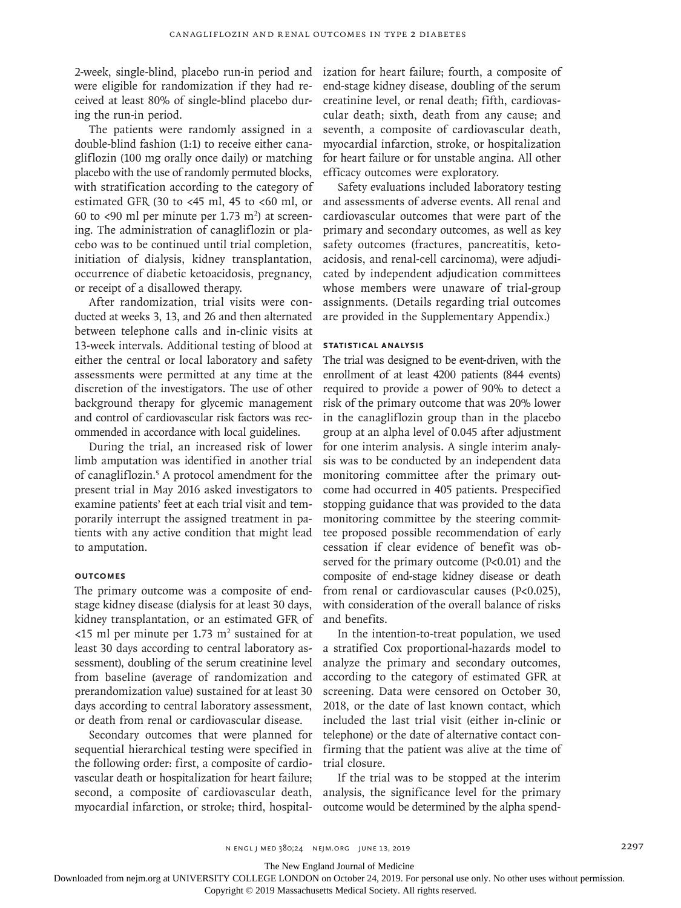2-week, single-blind, placebo run-in period and were eligible for randomization if they had received at least 80% of single-blind placebo during the run-in period.

The patients were randomly assigned in a double-blind fashion (1:1) to receive either canagliflozin (100 mg orally once daily) or matching placebo with the use of randomly permuted blocks, with stratification according to the category of estimated GFR (30 to <45 ml, 45 to <60 ml, or 60 to <90 ml per minute per 1.73 $m^2$) at screening. The administration of canagliflozin or placebo was to be continued until trial completion, initiation of dialysis, kidney transplantation, occurrence of diabetic ketoacidosis, pregnancy, or receipt of a disallowed therapy.

After randomization, trial visits were conducted at weeks 3, 13, and 26 and then alternated between telephone calls and in-clinic visits at 13-week intervals. Additional testing of blood at either the central or local laboratory and safety assessments were permitted at any time at the discretion of the investigators. The use of other background therapy for glycemic management and control of cardiovascular risk factors was recommended in accordance with local guidelines.

During the trial, an increased risk of lower limb amputation was identified in another trial of canagliflozin.[5] A protocol amendment for the present trial in May 2016 asked investigators to examine patients' feet at each trial visit and temporarily interrupt the assigned treatment in patients with any active condition that might lead to amputation.

### Outcomes

The primary outcome was a composite of end-stage kidney disease (dialysis for at least 30 days, kidney transplantation, or an estimated GFR of <15 ml per minute per 1.73 $m^2$ sustained for at least 30 days according to central laboratory assessment), doubling of the serum creatinine level from baseline (average of randomization and prerandomization value) sustained for at least 30 days according to central laboratory assessment, or death from renal or cardiovascular disease.

Secondary outcomes that were planned for sequential hierarchical testing were specified in the following order: first, a composite of cardiovascular death or hospitalization for heart failure; second, a composite of cardiovascular death, myocardial infarction, or stroke; third, hospitalization for heart failure; fourth, a composite of end-stage kidney disease, doubling of the serum creatinine level, or renal death; fifth, cardiovascular death; sixth, death from any cause; and seventh, a composite of cardiovascular death, myocardial infarction, stroke, or hospitalization for heart failure or for unstable angina. All other efficacy outcomes were exploratory.

Safety evaluations included laboratory testing and assessments of adverse events. All renal and cardiovascular outcomes that were part of the primary and secondary outcomes, as well as key safety outcomes (fractures, pancreatitis, ketoacidosis, and renal-cell carcinoma), were adjudicated by independent adjudication committees whose members were unaware of trial-group assignments. (Details regarding trial outcomes are provided in the Supplementary Appendix.)

### Statistical Analysis

The trial was designed to be event-driven, with the enrollment of at least 4200 patients (844 events) required to provide a power of 90% to detect a risk of the primary outcome that was 20% lower in the canagliflozin group than in the placebo group at an alpha level of 0.045 after adjustment for one interim analysis. A single interim analysis was to be conducted by an independent data monitoring committee after the primary outcome had occurred in 405 patients. Prespecified stopping guidance that was provided to the data monitoring committee by the steering committee proposed possible recommendation of early cessation if clear evidence of benefit was observed for the primary outcome ($P<0.01$) and the composite of end-stage kidney disease or death from renal or cardiovascular causes ($P<0.025$), with consideration of the overall balance of risks and benefits.

In the intention-to-treat population, we used a stratified Cox proportional-hazards model to analyze the primary and secondary outcomes, according to the category of estimated GFR at screening. Data were censored on October 30, 2018, or the date of last known contact, which included the last trial visit (either in-clinic or telephone) or the date of alternative contact confirming that the patient was alive at the time of trial closure.

If the trial was to be stopped at the interim analysis, the significance level for the primary outcome would be determined by the alpha spend-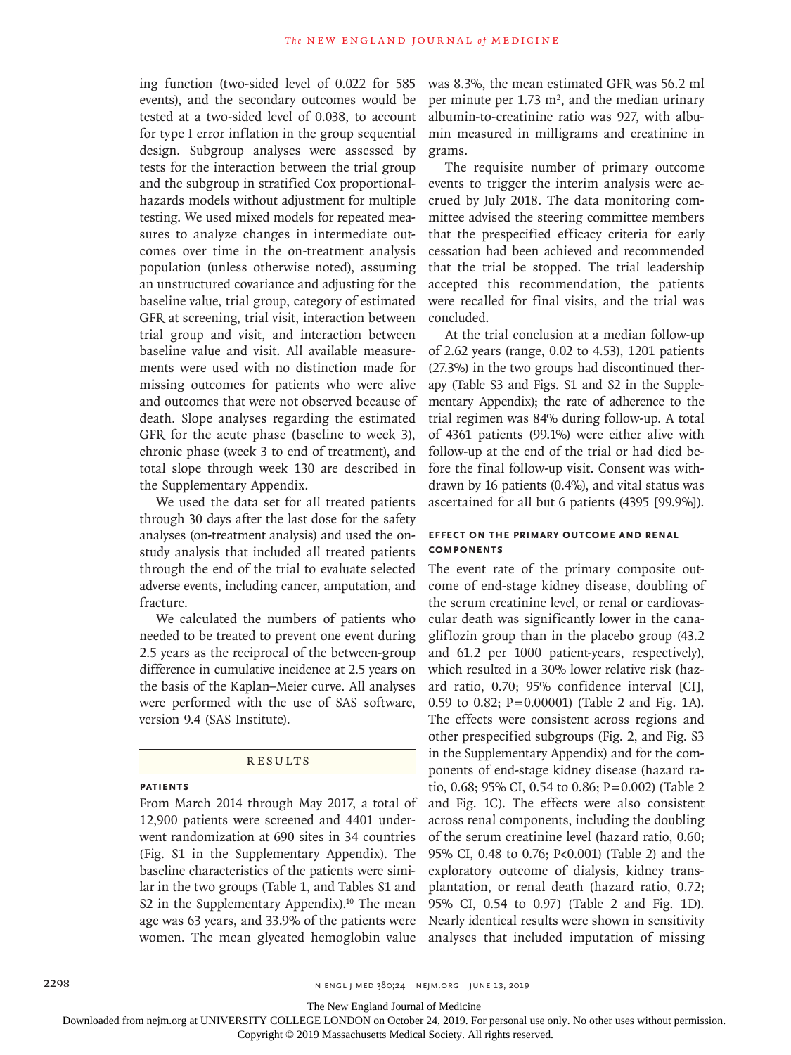ing function (two-sided level of 0.022 for 585 events), and the secondary outcomes would be tested at a two-sided level of 0.038, to account for type I error inflation in the group sequential design. Subgroup analyses were assessed by tests for the interaction between the trial group and the subgroup in stratified Cox proportional-hazards models without adjustment for multiple testing. We used mixed models for repeated measures to analyze changes in intermediate outcomes over time in the on-treatment analysis population (unless otherwise noted), assuming an unstructured covariance and adjusting for the baseline value, trial group, category of estimated GFR at screening, trial visit, interaction between trial group and visit, and interaction between baseline value and visit. All available measurements were used with no distinction made for missing outcomes for patients who were alive and outcomes that were not observed because of death. Slope analyses regarding the estimated GFR for the acute phase (baseline to week 3), chronic phase (week 3 to end of treatment), and total slope through week 130 are described in the Supplementary Appendix.

We used the data set for all treated patients through 30 days after the last dose for the safety analyses (on-treatment analysis) and used the on-study analysis that included all treated patients through the end of the trial to evaluate selected adverse events, including cancer, amputation, and fracture.

We calculated the numbers of patients who needed to be treated to prevent one event during 2.5 years as the reciprocal of the between-group difference in cumulative incidence at 2.5 years on the basis of the Kaplan–Meier curve. All analyses were performed with the use of SAS software, version 9.4 (SAS Institute).

## RESULTS

### PATIENTS

From March 2014 through May 2017, a total of 12,900 patients were screened and 4401 underwent randomization at 690 sites in 34 countries (Fig. S1 in the Supplementary Appendix). The baseline characteristics of the patients were similar in the two groups (Table 1, and Tables S1 and S2 in the Supplementary Appendix).[10] The mean age was 63 years, and 33.9% of the patients were women. The mean glycated hemoglobin value was 8.3%, the mean estimated GFR was 56.2 ml per minute per 1.73 m$^2$, and the median urinary albumin-to-creatinine ratio was 927, with albumin measured in milligrams and creatinine in grams.

The requisite number of primary outcome events to trigger the interim analysis were accrued by July 2018. The data monitoring committee advised the steering committee members that the prespecified efficacy criteria for early cessation had been achieved and recommended that the trial be stopped. The trial leadership accepted this recommendation, the patients were recalled for final visits, and the trial was concluded.

At the trial conclusion at a median follow-up of 2.62 years (range, 0.02 to 4.53), 1201 patients (27.3%) in the two groups had discontinued therapy (Table S3 and Figs. S1 and S2 in the Supplementary Appendix); the rate of adherence to the trial regimen was 84% during follow-up. A total of 4361 patients (99.1%) were either alive with follow-up at the end of the trial or had died before the final follow-up visit. Consent was withdrawn by 16 patients (0.4%), and vital status was ascertained for all but 6 patients (4395 [99.9%]).

### EFFECT ON THE PRIMARY OUTCOME AND RENAL COMPONENTS

The event rate of the primary composite outcome of end-stage kidney disease, doubling of the serum creatinine level, or renal or cardiovascular death was significantly lower in the canagliflozin group than in the placebo group (43.2 and 61.2 per 1000 patient-years, respectively), which resulted in a 30% lower relative risk (hazard ratio, 0.70; 95% confidence interval [CI], 0.59 to 0.82; P=0.00001) (Table 2 and Fig. 1A). The effects were consistent across regions and other prespecified subgroups (Fig. 2, and Fig. S3 in the Supplementary Appendix) and for the components of end-stage kidney disease (hazard ratio, 0.68; 95% CI, 0.54 to 0.86; P=0.002) (Table 2 and Fig. 1C). The effects were also consistent across renal components, including the doubling of the serum creatinine level (hazard ratio, 0.60; 95% CI, 0.48 to 0.76; P<0.001) (Table 2) and the exploratory outcome of dialysis, kidney transplantation, or renal death (hazard ratio, 0.72; 95% CI, 0.54 to 0.97) (Table 2 and Fig. 1D). Nearly identical results were shown in sensitivity analyses that included imputation of missing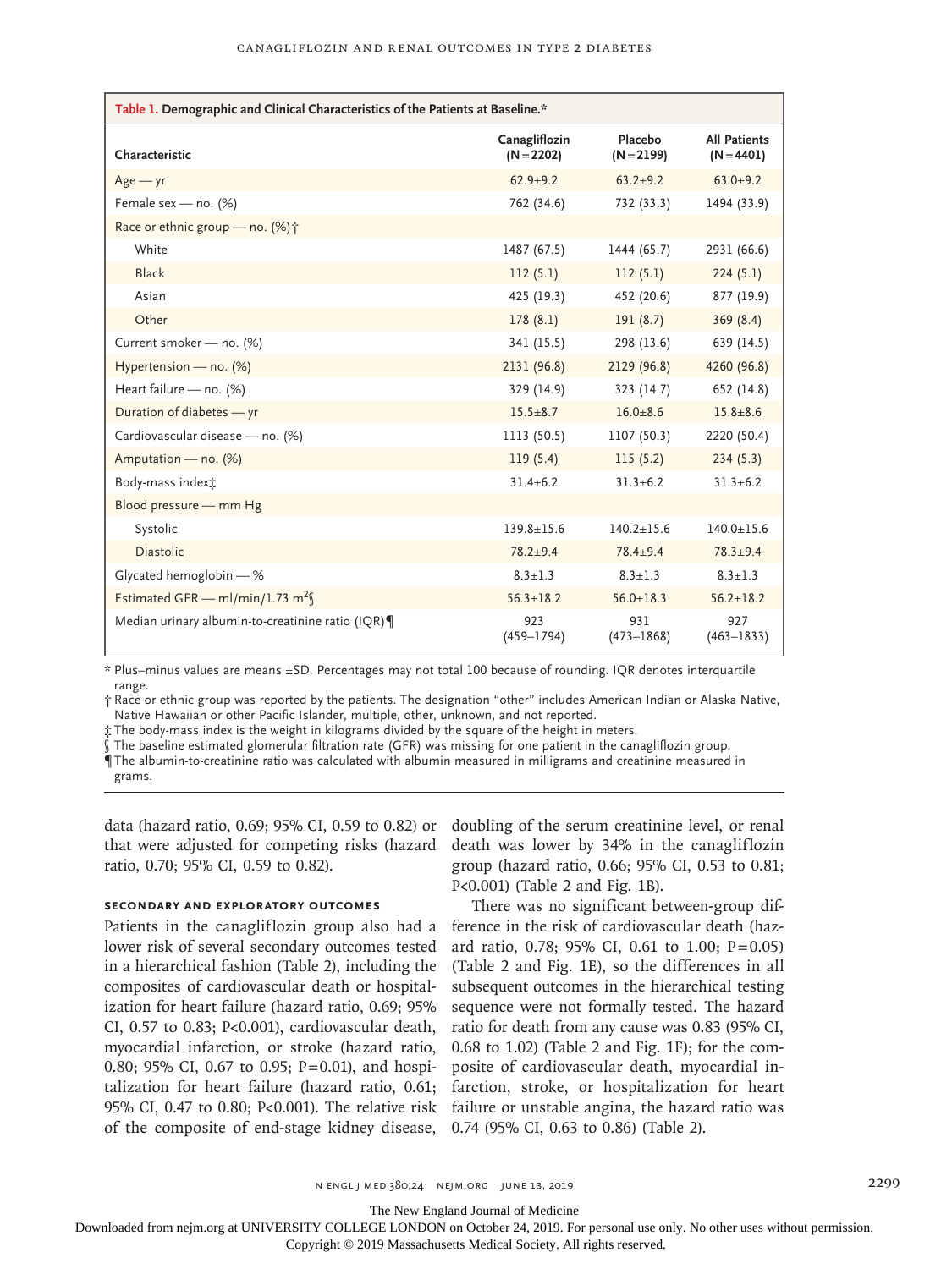**Table 1. Demographic and Clinical Characteristics of the Patients at Baseline.***

| Characteristic | Canagliflozin (N=2202) | Placebo (N=2199) | All Patients (N=4401) |
|---|---|---|---|
| Age — yr | 62.9±9.2 | 63.2±9.2 | 63.0±9.2 |
| Female sex — no. (%) | 762 (34.6) | 732 (33.3) | 1494 (33.9) |
| Race or ethnic group — no. (%)† | | | |
| White | 1487 (67.5) | 1444 (65.7) | 2931 (66.6) |
| Black | 112 (5.1) | 112 (5.1) | 224 (5.1) |
| Asian | 425 (19.3) | 452 (20.6) | 877 (19.9) |
| Other | 178 (8.1) | 191 (8.7) | 369 (8.4) |
| Current smoker — no. (%) | 341 (15.5) | 298 (13.6) | 639 (14.5) |
| Hypertension — no. (%) | 2131 (96.8) | 2129 (96.8) | 4260 (96.8) |
| Heart failure — no. (%) | 329 (14.9) | 323 (14.7) | 652 (14.8) |
| Duration of diabetes — yr | 15.5±8.7 | 16.0±8.6 | 15.8±8.6 |
| Cardiovascular disease — no. (%) | 1113 (50.5) | 1107 (50.3) | 2220 (50.4) |
| Amputation — no. (%) | 119 (5.4) | 115 (5.2) | 234 (5.3) |
| Body-mass index‡ | 31.4±6.2 | 31.3±6.2 | 31.3±6.2 |
| Blood pressure — mm Hg | | | |
| Systolic | 139.8±15.6 | 140.2±15.6 | 140.0±15.6 |
| Diastolic | 78.2±9.4 | 78.4±9.4 | 78.3±9.4 |
| Glycated hemoglobin — % | 8.3±1.3 | 8.3±1.3 | 8.3±1.3 |
| Estimated GFR — ml/min/1.73 $m^2$§ | 56.3±18.2 | 56.0±18.3 | 56.2±18.2 |
| Median urinary albumin-to-creatinine ratio (IQR)¶ | 923 (459–1794) | 931 (473–1868) | 927 (463–1833) |

* Plus–minus values are means ±SD. Percentages may not total 100 because of rounding. IQR denotes interquartile range.

† Race or ethnic group was reported by the patients. The designation "other" includes American Indian or Alaska Native, Native Hawaiian or other Pacific Islander, multiple, other, unknown, and not reported.

‡ The body-mass index is the weight in kilograms divided by the square of the height in meters.

§ The baseline estimated glomerular filtration rate (GFR) was missing for one patient in the canagliflozin group.

¶ The albumin-to-creatinine ratio was calculated with albumin measured in milligrams and creatinine measured in grams.

data (hazard ratio, 0.69; 95% CI, 0.59 to 0.82) or that were adjusted for competing risks (hazard ratio, 0.70; 95% CI, 0.59 to 0.82).

### Secondary and Exploratory Outcomes

Patients in the canagliflozin group also had a lower risk of several secondary outcomes tested in a hierarchical fashion (Table 2), including the composites of cardiovascular death or hospitalization for heart failure (hazard ratio, 0.69; 95% CI, 0.57 to 0.83; P<0.001), cardiovascular death, myocardial infarction, or stroke (hazard ratio, 0.80; 95% CI, 0.67 to 0.95; P=0.01), and hospitalization for heart failure (hazard ratio, 0.61; 95% CI, 0.47 to 0.80; P<0.001). The relative risk of the composite of end-stage kidney disease, doubling of the serum creatinine level, or renal death was lower by 34% in the canagliflozin group (hazard ratio, 0.66; 95% CI, 0.53 to 0.81; P<0.001) (Table 2 and Fig. 1B).

There was no significant between-group difference in the risk of cardiovascular death (hazard ratio, 0.78; 95% CI, 0.61 to 1.00; P=0.05) (Table 2 and Fig. 1E), so the differences in all subsequent outcomes in the hierarchical testing sequence were not formally tested. The hazard ratio for death from any cause was 0.83 (95% CI, 0.68 to 1.02) (Table 2 and Fig. 1F); for the composite of cardiovascular death, myocardial infarction, stroke, or hospitalization for heart failure or unstable angina, the hazard ratio was 0.74 (95% CI, 0.63 to 0.86) (Table 2).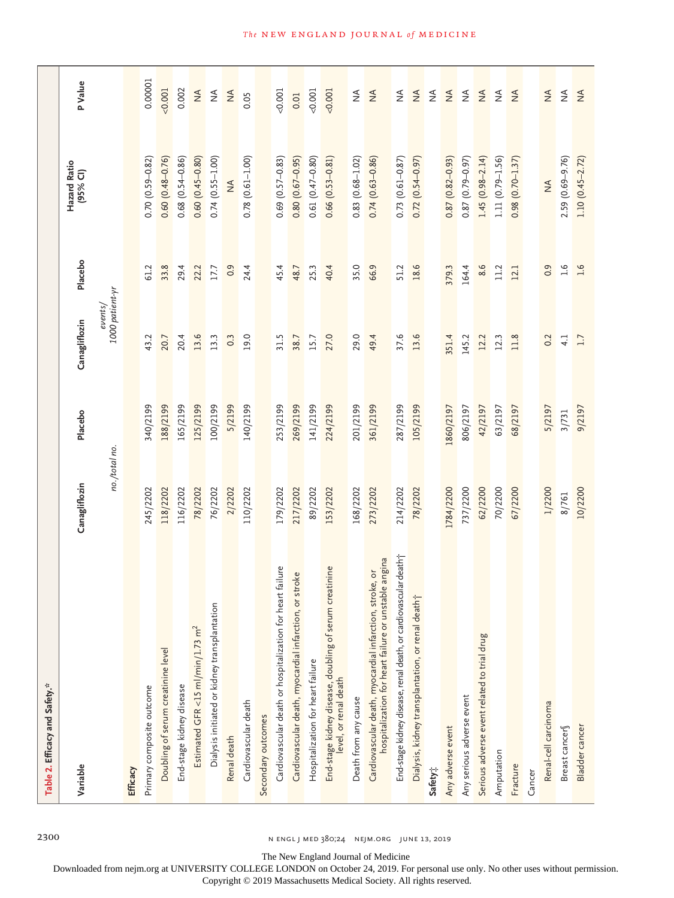**Table 2. Efficacy and Safety.***

| Variable | Canagliflozin | Placebo | Canagliflozin | Placebo | Hazard Ratio (95% CI) | P Value |
|---|---|---|---|---|---|---|
| | *no./total no.* | | *events/1000 patient-yr* | | | |
| **Efficacy** | | | | | | |
| Primary composite outcome | 245/2202 | 340/2199 | 43.2 | 61.2 | 0.70 (0.59–0.82) | 0.00001 |
| Doubling of serum creatinine level | 118/2202 | 188/2199 | 20.7 | 33.8 | 0.60 (0.48–0.76) | <0.001 |
| End-stage kidney disease | 116/2202 | 165/2199 | 20.4 | 29.4 | 0.68 (0.54–0.86) | 0.002 |
| Estimated GFR <15 ml/min/1.73 m$^2$ | 78/2202 | 125/2199 | 13.6 | 22.2 | 0.60 (0.45–0.80) | NA |
| Dialysis initiated or kidney transplantation | 76/2202 | 100/2199 | 13.3 | 17.7 | 0.74 (0.55–1.00) | NA |
| Renal death | 2/2202 | 5/2199 | 0.3 | 0.9 | NA | NA |
| Cardiovascular death | 110/2202 | 140/2199 | 19.0 | 24.4 | 0.78 (0.61–1.00) | 0.05 |
| Secondary outcomes | | | | | | |
| Cardiovascular death or hospitalization for heart failure | 179/2202 | 253/2199 | 31.5 | 45.4 | 0.69 (0.57–0.83) | <0.001 |
| Cardiovascular death, myocardial infarction, or stroke | 217/2202 | 269/2199 | 38.7 | 48.7 | 0.80 (0.67–0.95) | 0.01 |
| Hospitalization for heart failure | 89/2202 | 141/2199 | 15.7 | 25.3 | 0.61 (0.47–0.80) | <0.001 |
| End-stage kidney disease, doubling of serum creatinine level, or renal death | 153/2202 | 224/2199 | 27.0 | 40.4 | 0.66 (0.53–0.81) | <0.001 |
| Death from any cause | 168/2202 | 201/2199 | 29.0 | 35.0 | 0.83 (0.68–1.02) | NA |
| Cardiovascular death, myocardial infarction, stroke, or hospitalization for heart failure or unstable angina | 273/2202 | 361/2199 | 49.4 | 66.9 | 0.74 (0.63–0.86) | NA |
| End-stage kidney disease, renal death, or cardiovascular death† | 214/2202 | 287/2199 | 37.6 | 51.2 | 0.73 (0.61–0.87) | NA |
| Dialysis, kidney transplantation, or renal death† | 78/2202 | 105/2199 | 13.6 | 18.6 | 0.72 (0.54–0.97) | NA |
| **Safety‡** | | | | | | NA |
| Any adverse event | 1784/2200 | 1860/2197 | 351.4 | 379.3 | 0.87 (0.82–0.93) | NA |
| Any serious adverse event | 737/2200 | 806/2197 | 145.2 | 164.4 | 0.87 (0.79–0.97) | NA |
| Serious adverse event related to trial drug | 62/2200 | 42/2197 | 12.2 | 8.6 | 1.45 (0.98–2.14) | NA |
| Amputation | 70/2200 | 63/2197 | 12.3 | 11.2 | 1.11 (0.79–1.56) | NA |
| Fracture | 67/2200 | 68/2197 | 11.8 | 12.1 | 0.98 (0.70–1.37) | NA |
| Cancer | | | | | | |
| Renal-cell carcinoma | 1/2200 | 5/2197 | 0.2 | 0.9 | NA | NA |
| Breast cancer§ | 8/761 | 3/731 | 4.1 | 1.6 | 2.59 (0.69–9.76) | NA |
| Bladder cancer | 10/2200 | 9/2197 | 1.7 | 1.6 | 1.10 (0.45–2.72) | NA |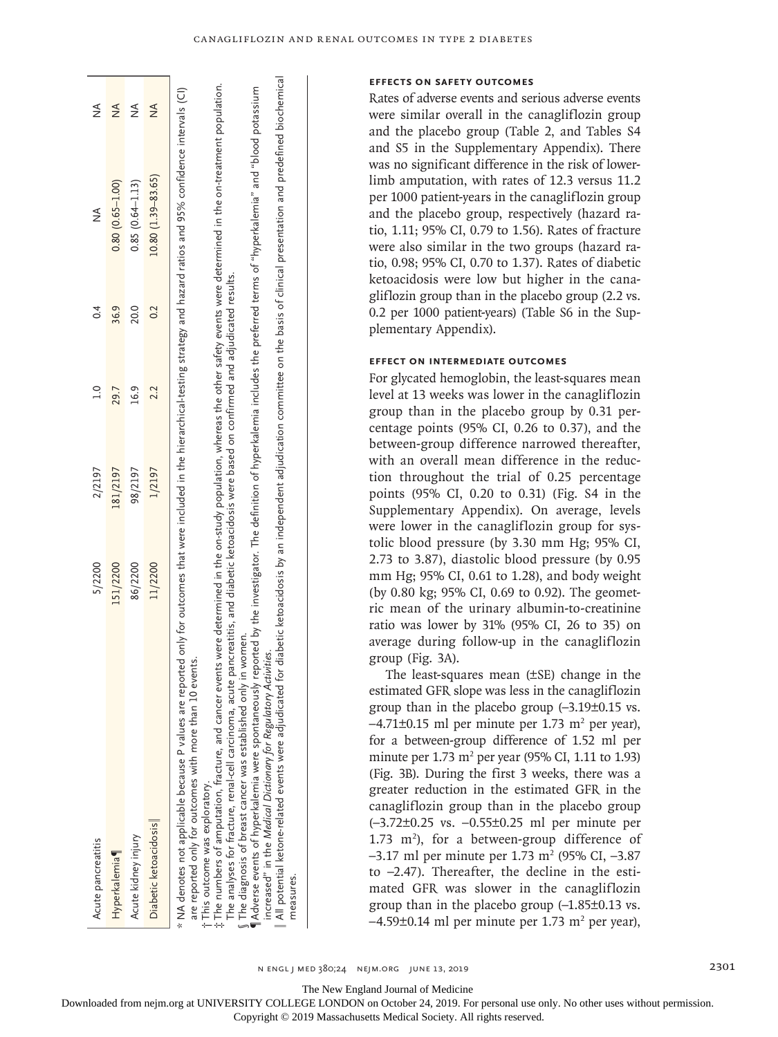| | | | | | | | |
|---|---|---|---|---|---|---|---|
| Acute pancreatitis | 5/2200 | 2/2197 | 1.0 | 0.4 | NA | NA |
| Hyperkalemia¶ | 151/2200 | 181/2197 | 29.7 | 36.9 | 0.80 (0.65–1.00) | NA |
| Acute kidney injury | 86/2200 | 98/2197 | 16.9 | 20.0 | 0.85 (0.64–1.13) | NA |
| Diabetic ketoacidosis‖ | 11/2200 | 1/2197 | 2.2 | 0.2 | 10.80 (1.39–83.65) | NA |

\* NA denotes not applicable because P values are reported only for outcomes that were included in the hierarchical-testing strategy and hazard ratios and 95% confidence intervals (CI) are reported only for outcomes with more than 10 events.

† This outcome was exploratory.

‡ The numbers of amputation, fracture, and cancer events were determined in the on-study population, whereas the other safety events were determined in the on-treatment population. The analyses for fracture, renal-cell carcinoma, acute pancreatitis, and diabetic ketoacidosis were based on confirmed and adjudicated results.

§ The diagnosis of breast cancer was established only in women.

¶ Adverse events of hyperkalemia were spontaneously reported by the investigator. The definition of hyperkalemia includes the preferred terms of "hyperkalemia" and "blood potassium increased" in the *Medical Dictionary for Regulatory Activities*.

‖ All potential ketone-related events were adjudicated for diabetic ketoacidosis by an independent adjudication committee on the basis of clinical presentation and predefined biochemical measures.

### EFFECTS ON SAFETY OUTCOMES

Rates of adverse events and serious adverse events were similar overall in the canagliflozin group and the placebo group (Table 2, and Tables S4 and S5 in the Supplementary Appendix). There was no significant difference in the risk of lower-limb amputation, with rates of 12.3 versus 11.2 per 1000 patient-years in the canagliflozin group and the placebo group, respectively (hazard ratio, 1.11; 95% CI, 0.79 to 1.56). Rates of fracture were also similar in the two groups (hazard ratio, 0.98; 95% CI, 0.70 to 1.37). Rates of diabetic ketoacidosis were low but higher in the canagliflozin group than in the placebo group (2.2 vs. 0.2 per 1000 patient-years) (Table S6 in the Supplementary Appendix).

### EFFECT ON INTERMEDIATE OUTCOMES

For glycated hemoglobin, the least-squares mean level at 13 weeks was lower in the canagliflozin group than in the placebo group by 0.31 percentage points (95% CI, 0.26 to 0.37), and the between-group difference narrowed thereafter, with an overall mean difference in the reduction throughout the trial of 0.25 percentage points (95% CI, 0.20 to 0.31) (Fig. S4 in the Supplementary Appendix). On average, levels were lower in the canagliflozin group for systolic blood pressure (by 3.30 mm Hg; 95% CI, 2.73 to 3.87), diastolic blood pressure (by 0.95 mm Hg; 95% CI, 0.61 to 1.28), and body weight (by 0.80 kg; 95% CI, 0.69 to 0.92). The geometric mean of the urinary albumin-to-creatinine ratio was lower by 31% (95% CI, 26 to 35) on average during follow-up in the canagliflozin group (Fig. 3A).

The least-squares mean (±SE) change in the estimated GFR slope was less in the canagliflozin group than in the placebo group (−3.19±0.15 vs. −4.71±0.15 ml per minute per 1.73 $m^2$ per year), for a between-group difference of 1.52 ml per minute per 1.73 $m^2$ per year (95% CI, 1.11 to 1.93) (Fig. 3B). During the first 3 weeks, there was a greater reduction in the estimated GFR in the canagliflozin group than in the placebo group (−3.72±0.25 vs. −0.55±0.25 ml per minute per 1.73 $m^2$), for a between-group difference of −3.17 ml per minute per 1.73 $m^2$ (95% CI, −3.87 to −2.47). Thereafter, the decline in the estimated GFR was slower in the canagliflozin group than in the placebo group (−1.85±0.13 vs. −4.59±0.14 ml per minute per 1.73 $m^2$ per year),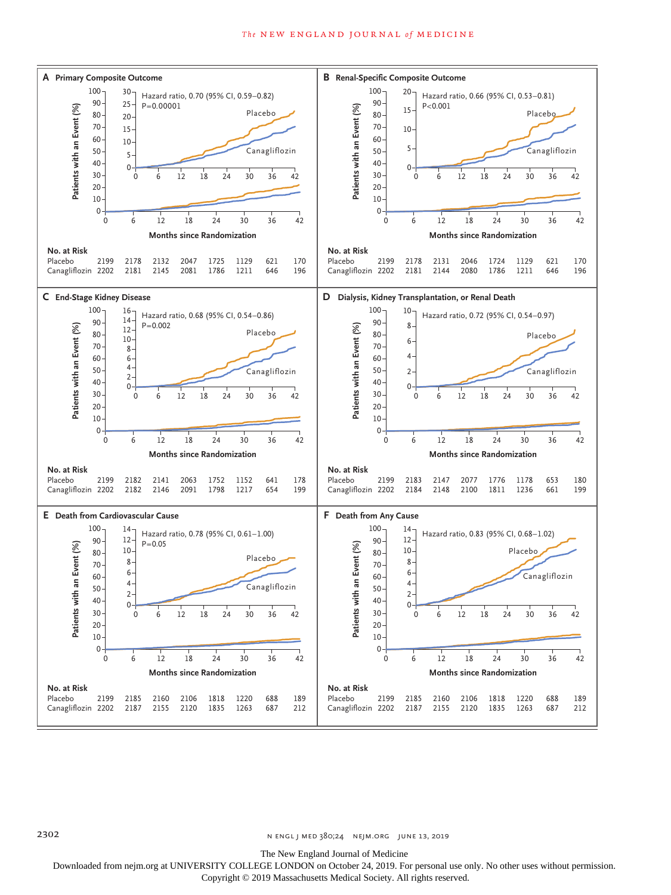**A Primary Composite Outcome**

Hazard ratio, 0.70 (95% CI, 0.59–0.82)
P=0.00001

| No. at Risk | 0 | 6 | 12 | 18 | 24 | 30 | 36 | 42 |
|---|---|---|---|---|---|---|---|---|
| Placebo | 2199 | 2178 | 2132 | 2047 | 1725 | 1129 | 621 | 170 |
| Canagliflozin | 2202 | 2181 | 2145 | 2081 | 1786 | 1211 | 646 | 196 |

**B Renal-Specific Composite Outcome**

Hazard ratio, 0.66 (95% CI, 0.53–0.81)
P<0.001

| No. at Risk | 0 | 6 | 12 | 18 | 24 | 30 | 36 | 42 |
|---|---|---|---|---|---|---|---|---|
| Placebo | 2199 | 2178 | 2131 | 2046 | 1724 | 1129 | 621 | 170 |
| Canagliflozin | 2202 | 2181 | 2144 | 2080 | 1786 | 1211 | 646 | 196 |

**C End-Stage Kidney Disease**

Hazard ratio, 0.68 (95% CI, 0.54–0.86)
P=0.002

| No. at Risk | 0 | 6 | 12 | 18 | 24 | 30 | 36 | 42 |
|---|---|---|---|---|---|---|---|---|
| Placebo | 2199 | 2182 | 2141 | 2063 | 1752 | 1152 | 641 | 178 |
| Canagliflozin | 2202 | 2182 | 2146 | 2091 | 1798 | 1217 | 654 | 199 |

**D Dialysis, Kidney Transplantation, or Renal Death**

Hazard ratio, 0.72 (95% CI, 0.54–0.97)

| No. at Risk | 0 | 6 | 12 | 18 | 24 | 30 | 36 | 42 |
|---|---|---|---|---|---|---|---|---|
| Placebo | 2199 | 2183 | 2147 | 2077 | 1776 | 1178 | 653 | 180 |
| Canagliflozin | 2202 | 2184 | 2148 | 2100 | 1811 | 1236 | 661 | 199 |

**E Death from Cardiovascular Cause**

Hazard ratio, 0.78 (95% CI, 0.61–1.00)
P=0.05

| No. at Risk | 0 | 6 | 12 | 18 | 24 | 30 | 36 | 42 |
|---|---|---|---|---|---|---|---|---|
| Placebo | 2199 | 2185 | 2160 | 2106 | 1818 | 1220 | 688 | 189 |
| Canagliflozin | 2202 | 2187 | 2155 | 2120 | 1835 | 1263 | 687 | 212 |

**F Death from Any Cause**

Hazard ratio, 0.83 (95% CI, 0.68–1.02)

| No. at Risk | 0 | 6 | 12 | 18 | 24 | 30 | 36 | 42 |
|---|---|---|---|---|---|---|---|---|
| Placebo | 2199 | 2185 | 2160 | 2106 | 1818 | 1220 | 688 | 189 |
| Canagliflozin | 2202 | 2187 | 2155 | 2120 | 1835 | 1263 | 687 | 212 |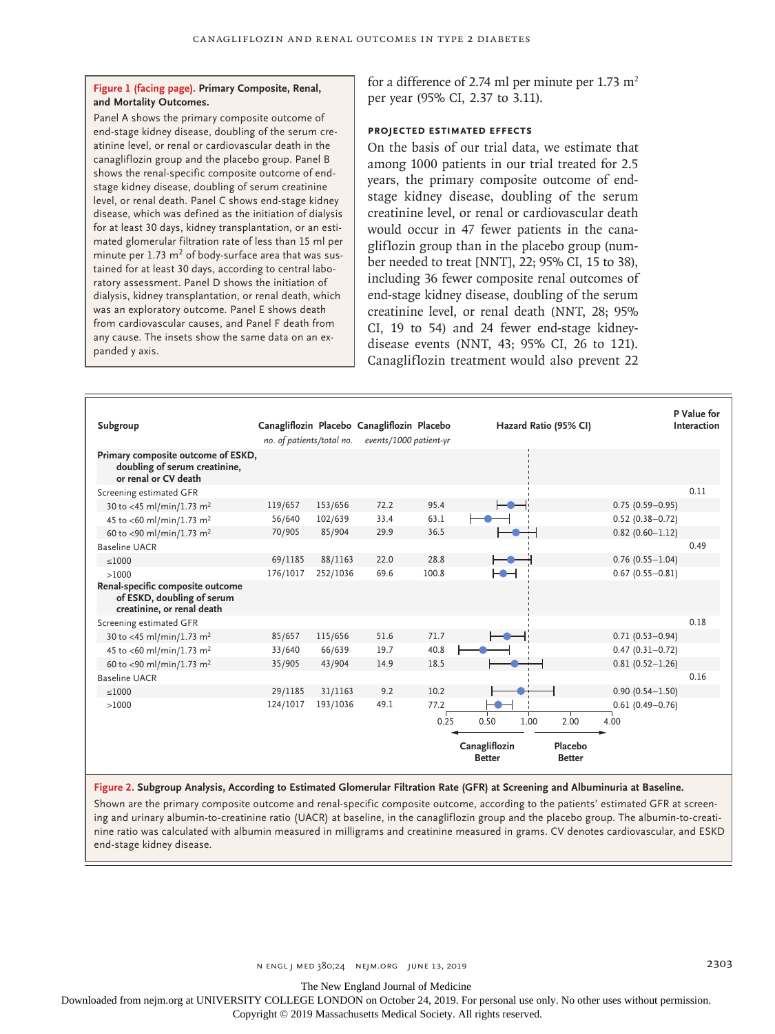**Figure 1 (facing page). Primary Composite, Renal, and Mortality Outcomes.**

Panel A shows the primary composite outcome of end-stage kidney disease, doubling of the serum creatinine level, or renal or cardiovascular death in the canagliflozin group and the placebo group. Panel B shows the renal-specific composite outcome of end-stage kidney disease, doubling of serum creatinine level, or renal death. Panel C shows end-stage kidney disease, which was defined as the initiation of dialysis for at least 30 days, kidney transplantation, or an estimated glomerular filtration rate of less than 15 ml per minute per 1.73 $m^2$ of body-surface area that was sustained for at least 30 days, according to central laboratory assessment. Panel D shows the initiation of dialysis, kidney transplantation, or renal death, which was an exploratory outcome. Panel E shows death from cardiovascular causes, and Panel F death from any cause. The insets show the same data on an expanded y axis.

for a difference of 2.74 ml per minute per 1.73 $m^2$ per year (95% CI, 2.37 to 3.11).

### PROJECTED ESTIMATED EFFECTS

On the basis of our trial data, we estimate that among 1000 patients in our trial treated for 2.5 years, the primary composite outcome of end-stage kidney disease, doubling of the serum creatinine level, or renal or cardiovascular death would occur in 47 fewer patients in the canagliflozin group than in the placebo group (number needed to treat [NNT], 22; 95% CI, 15 to 38), including 36 fewer composite renal outcomes of end-stage kidney disease, doubling of the serum creatinine level, or renal death (NNT, 28; 95% CI, 19 to 54) and 24 fewer end-stage kidney-disease events (NNT, 43; 95% CI, 26 to 121). Canagliflozin treatment would also prevent 22

| Subgroup | Canagliflozin (no. of patients/total no.) | Placebo (no. of patients/total no.) | Canagliflozin (events/1000 patient-yr) | Placebo (events/1000 patient-yr) | Hazard Ratio (95% CI) | P Value for Interaction |
|---|---|---|---|---|---|---|
| **Primary composite outcome of ESKD, doubling of serum creatinine, or renal or CV death** | | | | | | |
| Screening estimated GFR | | | | | | 0.11 |
| 30 to <45 ml/min/1.73 $m^2$ | 119/657 | 153/656 | 72.2 | 95.4 | 0.75 (0.59–0.95) | |
| 45 to <60 ml/min/1.73 $m^2$ | 56/640 | 102/639 | 33.4 | 63.1 | 0.52 (0.38–0.72) | |
| 60 to <90 ml/min/1.73 $m^2$ | 70/905 | 85/904 | 29.9 | 36.5 | 0.82 (0.60–1.12) | |
| Baseline UACR | | | | | | 0.49 |
| ≤1000 | 69/1185 | 88/1163 | 22.0 | 28.8 | 0.76 (0.55–1.04) | |
| >1000 | 176/1017 | 252/1036 | 69.6 | 100.8 | 0.67 (0.55–0.81) | |
| **Renal-specific composite outcome of ESKD, doubling of serum creatinine, or renal death** | | | | | | |
| Screening estimated GFR | | | | | | 0.18 |
| 30 to <45 ml/min/1.73 $m^2$ | 85/657 | 115/656 | 51.6 | 71.7 | 0.71 (0.53–0.94) | |
| 45 to <60 ml/min/1.73 $m^2$ | 33/640 | 66/639 | 19.7 | 40.8 | 0.47 (0.31–0.72) | |
| 60 to <90 ml/min/1.73 $m^2$ | 35/905 | 43/904 | 14.9 | 18.5 | 0.81 (0.52–1.26) | |
| Baseline UACR | | | | | | 0.16 |
| ≤1000 | 29/1185 | 31/1163 | 9.2 | 10.2 | 0.90 (0.54–1.50) | |
| >1000 | 124/1017 | 193/1036 | 49.1 | 77.2 | 0.61 (0.49–0.76) | |

**Figure 2. Subgroup Analysis, According to Estimated Glomerular Filtration Rate (GFR) at Screening and Albuminuria at Baseline.**

Shown are the primary composite outcome and renal-specific composite outcome, according to the patients' estimated GFR at screening and urinary albumin-to-creatinine ratio (UACR) at baseline, in the canagliflozin group and the placebo group. The albumin-to-creatinine ratio was calculated with albumin measured in milligrams and creatinine measured in grams. CV denotes cardiovascular, and ESKD end-stage kidney disease.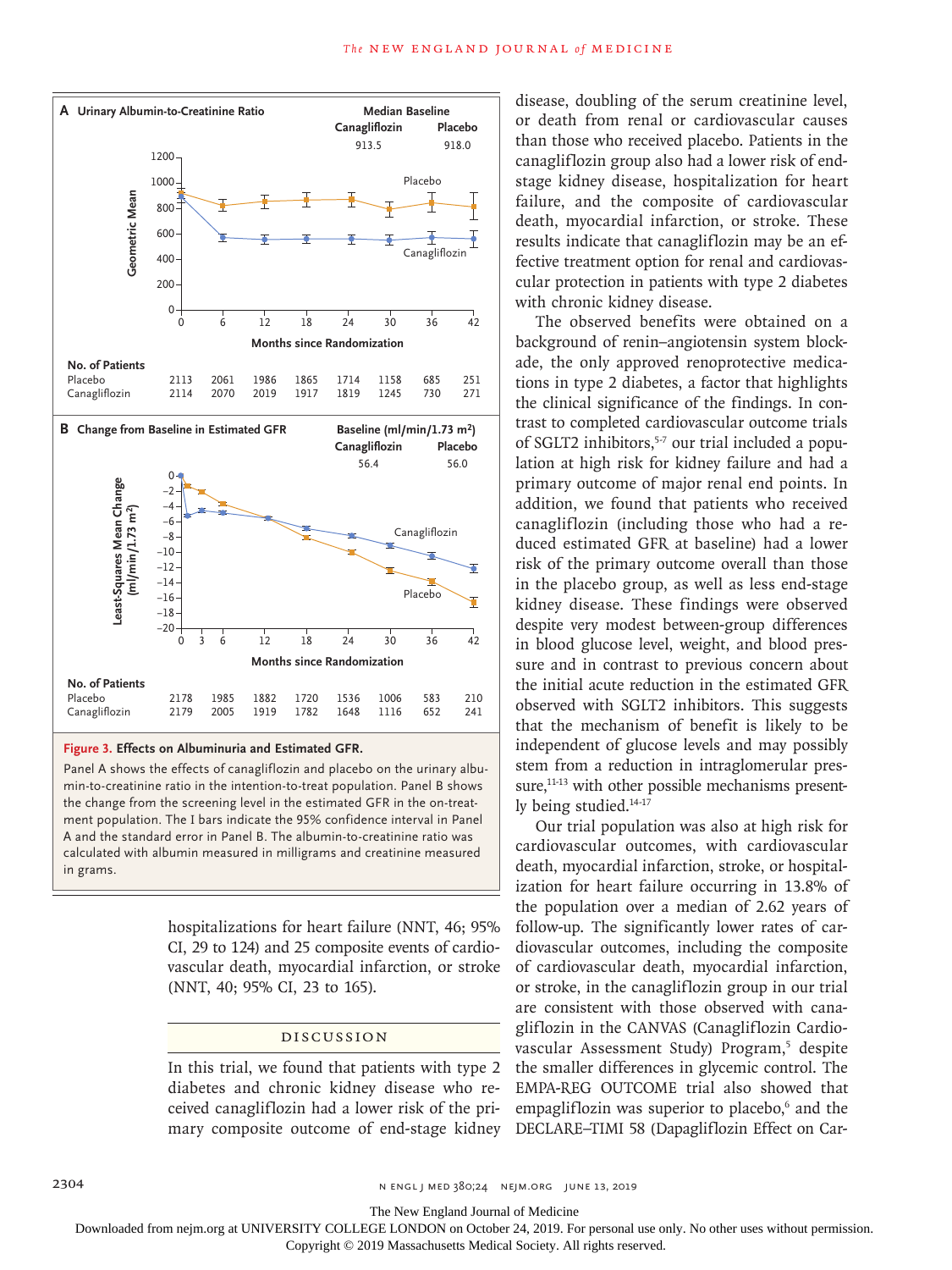**Figure 3. Effects on Albuminuria and Estimated GFR.**

Panel A shows the effects of canagliflozin and placebo on the urinary albumin-to-creatinine ratio in the intention-to-treat population. Panel B shows the change from the screening level in the estimated GFR in the on-treatment population. The I bars indicate the 95% confidence interval in Panel A and the standard error in Panel B. The albumin-to-creatinine ratio was calculated with albumin measured in milligrams and creatinine measured in grams.

hospitalizations for heart failure (NNT, 46; 95% CI, 29 to 124) and 25 composite events of cardiovascular death, myocardial infarction, or stroke (NNT, 40; 95% CI, 23 to 165).

## Discussion

In this trial, we found that patients with type 2 diabetes and chronic kidney disease who received canagliflozin had a lower risk of the primary composite outcome of end-stage kidney disease, doubling of the serum creatinine level, or death from renal or cardiovascular causes than those who received placebo. Patients in the canagliflozin group also had a lower risk of end-stage kidney disease, hospitalization for heart failure, and the composite of cardiovascular death, myocardial infarction, or stroke. These results indicate that canagliflozin may be an effective treatment option for renal and cardiovascular protection in patients with type 2 diabetes with chronic kidney disease.

The observed benefits were obtained on a background of renin–angiotensin system blockade, the only approved renoprotective medications in type 2 diabetes, a factor that highlights the clinical significance of the findings. In contrast to completed cardiovascular outcome trials of SGLT2 inhibitors,[5-7] our trial included a population at high risk for kidney failure and had a primary outcome of major renal end points. In addition, we found that patients who received canagliflozin (including those who had a reduced estimated GFR at baseline) had a lower risk of the primary outcome overall than those in the placebo group, as well as less end-stage kidney disease. These findings were observed despite very modest between-group differences in blood glucose level, weight, and blood pressure and in contrast to previous concern about the initial acute reduction in the estimated GFR observed with SGLT2 inhibitors. This suggests that the mechanism of benefit is likely to be independent of glucose levels and may possibly stem from a reduction in intraglomerular pressure,[11-13] with other possible mechanisms presently being studied.[14-17]

Our trial population was also at high risk for cardiovascular outcomes, with cardiovascular death, myocardial infarction, stroke, or hospitalization for heart failure occurring in 13.8% of the population over a median of 2.62 years of follow-up. The significantly lower rates of cardiovascular outcomes, including the composite of cardiovascular death, myocardial infarction, or stroke, in the canagliflozin group in our trial are consistent with those observed with canagliflozin in the CANVAS (Canagliflozin Cardiovascular Assessment Study) Program,[5] despite the smaller differences in glycemic control. The EMPA-REG OUTCOME trial also showed that empagliflozin was superior to placebo,[6] and the DECLARE–TIMI 58 (Dapagliflozin Effect on Car-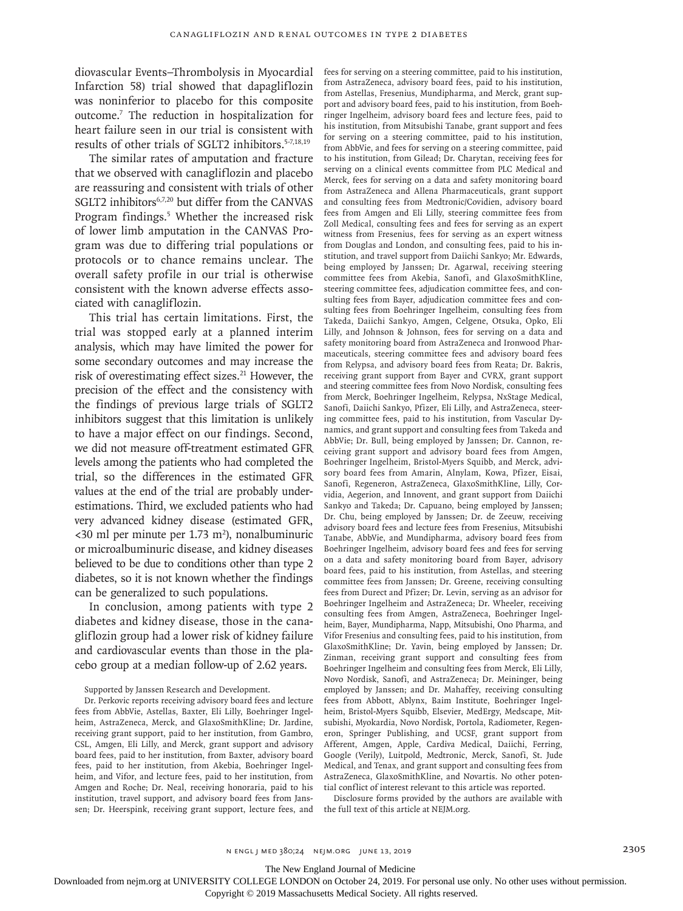diovascular Events–Thrombolysis in Myocardial Infarction 58) trial showed that dapagliflozin was noninferior to placebo for this composite outcome.[7] The reduction in hospitalization for heart failure seen in our trial is consistent with results of other trials of SGLT2 inhibitors.[5-7,18,19]

The similar rates of amputation and fracture that we observed with canagliflozin and placebo are reassuring and consistent with trials of other SGLT2 inhibitors[6,7,20] but differ from the CANVAS Program findings.[5] Whether the increased risk of lower limb amputation in the CANVAS Program was due to differing trial populations or protocols or to chance remains unclear. The overall safety profile in our trial is otherwise consistent with the known adverse effects associated with canagliflozin.

This trial has certain limitations. First, the trial was stopped early at a planned interim analysis, which may have limited the power for some secondary outcomes and may increase the risk of overestimating effect sizes.[21] However, the precision of the effect and the consistency with the findings of previous large trials of SGLT2 inhibitors suggest that this limitation is unlikely to have a major effect on our findings. Second, we did not measure off-treatment estimated GFR levels among the patients who had completed the trial, so the differences in the estimated GFR values at the end of the trial are probably underestimations. Third, we excluded patients who had very advanced kidney disease (estimated GFR, <30 ml per minute per 1.73 m$^2$), nonalbuminuric or microalbuminuric disease, and kidney diseases believed to be due to conditions other than type 2 diabetes, so it is not known whether the findings can be generalized to such populations.

In conclusion, among patients with type 2 diabetes and kidney disease, those in the canagliflozin group had a lower risk of kidney failure and cardiovascular events than those in the placebo group at a median follow-up of 2.62 years.

Supported by Janssen Research and Development.

Dr. Perkovic reports receiving advisory board fees and lecture fees from AbbVie, Astellas, Baxter, Eli Lilly, Boehringer Ingelheim, AstraZeneca, Merck, and GlaxoSmithKline; Dr. Jardine, receiving grant support, paid to her institution, from Gambro, CSL, Amgen, Eli Lilly, and Merck, grant support and advisory board fees, paid to her institution, from Baxter, advisory board fees, paid to her institution, from Akebia, Boehringer Ingelheim, and Vifor, and lecture fees, paid to her institution, from Amgen and Roche; Dr. Neal, receiving honoraria, paid to his institution, travel support, and advisory board fees from Janssen; Dr. Heerspink, receiving grant support, lecture fees, and fees for serving on a steering committee, paid to his institution, from AstraZeneca, advisory board fees, paid to his institution, from Astellas, Fresenius, Mundipharma, and Merck, grant support and advisory board fees, paid to his institution, from Boehringer Ingelheim, advisory board fees and lecture fees, paid to his institution, from Mitsubishi Tanabe, grant support and fees for serving on a steering committee, paid to his institution, from AbbVie, and fees for serving on a steering committee, paid to his institution, from Gilead; Dr. Charytan, receiving fees for serving on a clinical events committee from PLC Medical and Merck, fees for serving on a data and safety monitoring board from AstraZeneca and Allena Pharmaceuticals, grant support and consulting fees from Medtronic/Covidien, advisory board fees from Amgen and Eli Lilly, steering committee fees from Zoll Medical, consulting fees and fees for serving as an expert witness from Fresenius, fees for serving as an expert witness from Douglas and London, and consulting fees, paid to his institution, and travel support from Daiichi Sankyo; Mr. Edwards, being employed by Janssen; Dr. Agarwal, receiving steering committee fees from Akebia, Sanofi, and GlaxoSmithKline, steering committee fees, adjudication committee fees, and consulting fees from Bayer, adjudication committee fees and consulting fees from Boehringer Ingelheim, consulting fees from Takeda, Daiichi Sankyo, Amgen, Celgene, Otsuka, Opko, Eli Lilly, and Johnson & Johnson, fees for serving on a data and safety monitoring board from AstraZeneca and Ironwood Pharmaceuticals, steering committee fees and advisory board fees from Relypsa, and advisory board fees from Reata; Dr. Bakris, receiving grant support from Bayer and CVRX, grant support and steering committee fees from Novo Nordisk, consulting fees from Merck, Boehringer Ingelheim, Relypsa, NxStage Medical, Sanofi, Daiichi Sankyo, Pfizer, Eli Lilly, and AstraZeneca, steering committee fees, paid to his institution, from Vascular Dynamics, and grant support and consulting fees from Takeda and AbbVie; Dr. Bull, being employed by Janssen; Dr. Cannon, receiving grant support and advisory board fees from Amgen, Boehringer Ingelheim, Bristol-Myers Squibb, and Merck, advisory board fees from Amarin, Alnylam, Kowa, Pfizer, Eisai, Sanofi, Regeneron, AstraZeneca, GlaxoSmithKline, Lilly, Corvidia, Aegerion, and Innovent, and grant support from Daiichi Sankyo and Takeda; Dr. Capuano, being employed by Janssen; Dr. Chu, being employed by Janssen; Dr. de Zeeuw, receiving advisory board fees and lecture fees from Fresenius, Mitsubishi Tanabe, AbbVie, and Mundipharma, advisory board fees from Boehringer Ingelheim, advisory board fees and fees for serving on a data and safety monitoring board from Bayer, advisory board fees, paid to his institution, from Astellas, and steering committee fees from Janssen; Dr. Greene, receiving consulting fees from Durect and Pfizer; Dr. Levin, serving as an advisor for Boehringer Ingelheim and AstraZeneca; Dr. Wheeler, receiving consulting fees from Amgen, AstraZeneca, Boehringer Ingelheim, Bayer, Mundipharma, Napp, Mitsubishi, Ono Pharma, and Vifor Fresenius and consulting fees, paid to his institution, from GlaxoSmithKline; Dr. Yavin, being employed by Janssen; Dr. Zinman, receiving grant support and consulting fees from Boehringer Ingelheim and consulting fees from Merck, Eli Lilly, Novo Nordisk, Sanofi, and AstraZeneca; Dr. Meininger, being employed by Janssen; and Dr. Mahaffey, receiving consulting fees from Abbott, Ablynx, Baim Institute, Boehringer Ingelheim, Bristol-Myers Squibb, Elsevier, MedErgy, Medscape, Mitsubishi, Myokardia, Novo Nordisk, Portola, Radiometer, Regeneron, Springer Publishing, and UCSF, grant support from Afferent, Amgen, Apple, Cardiva Medical, Daiichi, Ferring, Google (Verily), Luitpold, Medtronic, Merck, Sanofi, St. Jude Medical, and Tenax, and grant support and consulting fees from AstraZeneca, GlaxoSmithKline, and Novartis. No other potential conflict of interest relevant to this article was reported.

Disclosure forms provided by the authors are available with the full text of this article at NEJM.org.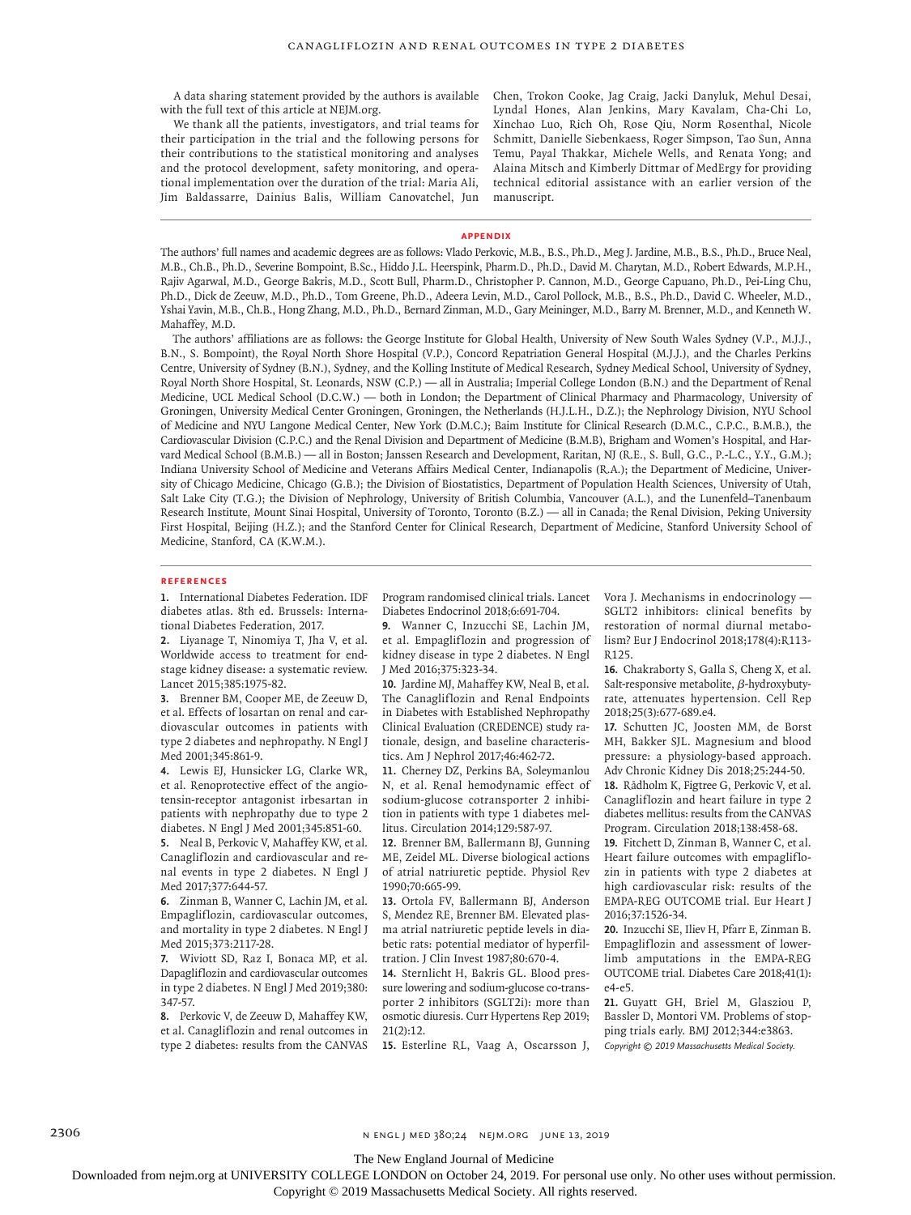A data sharing statement provided by the authors is available with the full text of this article at NEJM.org.

We thank all the patients, investigators, and trial teams for their participation in the trial and the following persons for their contributions to the statistical monitoring and analyses and the protocol development, safety monitoring, and operational implementation over the duration of the trial: Maria Ali, Jim Baldassarre, Dainius Balis, William Canovatchel, Jun Chen, Trokon Cooke, Jag Craig, Jacki Danyluk, Mehul Desai, Lyndal Hones, Alan Jenkins, Mary Kavalam, Cha-Chi Lo, Xinchao Luo, Rich Oh, Rose Qiu, Norm Rosenthal, Nicole Schmitt, Danielle Siebenkaess, Roger Simpson, Tao Sun, Anna Temu, Payal Thakkar, Michele Wells, and Renata Yong; and Alaina Mitsch and Kimberly Dittmar of MedErgy for providing technical editorial assistance with an earlier version of the manuscript.

## APPENDIX

The authors' full names and academic degrees are as follows: Vlado Perkovic, M.B., B.S., Ph.D., Meg J. Jardine, M.B., B.S., Ph.D., Bruce Neal, M.B., Ch.B., Ph.D., Severine Bompoint, B.Sc., Hiddo J.L. Heerspink, Pharm.D., Ph.D., David M. Charytan, M.D., Robert Edwards, M.P.H., Rajiv Agarwal, M.D., George Bakris, M.D., Scott Bull, Pharm.D., Christopher P. Cannon, M.D., George Capuano, Ph.D., Pei-Ling Chu, Ph.D., Dick de Zeeuw, M.D., Ph.D., Tom Greene, Ph.D., Adeera Levin, M.D., Carol Pollock, M.B., B.S., Ph.D., David C. Wheeler, M.D., Yshai Yavin, M.B., Ch.B., Hong Zhang, M.D., Ph.D., Bernard Zinman, M.D., Gary Meininger, M.D., Barry M. Brenner, M.D., and Kenneth W. Mahaffey, M.D.

The authors' affiliations are as follows: the George Institute for Global Health, University of New South Wales Sydney (V.P., M.J.J., B.N., S. Bompoint), the Royal North Shore Hospital (V.P.), Concord Repatriation General Hospital (M.J.J.), and the Charles Perkins Centre, University of Sydney (B.N.), Sydney, and the Kolling Institute of Medical Research, Sydney Medical School, University of Sydney, Royal North Shore Hospital, St. Leonards, NSW (C.P.) — all in Australia; Imperial College London (B.N.) and the Department of Renal Medicine, UCL Medical School (D.C.W.) — both in London; the Department of Clinical Pharmacy and Pharmacology, University of Groningen, University Medical Center Groningen, Groningen, the Netherlands (H.J.L.H., D.Z.); the Nephrology Division, NYU School of Medicine and NYU Langone Medical Center, New York (D.M.C.); Baim Institute for Clinical Research (D.M.C., C.P.C., B.M.B.), the Cardiovascular Division (C.P.C.) and the Renal Division and Department of Medicine (B.M.B), Brigham and Women's Hospital, and Harvard Medical School (B.M.B.) — all in Boston; Janssen Research and Development, Raritan, NJ (R.E., S. Bull, G.C., P.-L.C., Y.Y., G.M.); Indiana University School of Medicine and Veterans Affairs Medical Center, Indianapolis (R.A.); the Department of Medicine, University of Chicago Medicine, Chicago (G.B.); the Division of Biostatistics, Department of Population Health Sciences, University of Utah, Salt Lake City (T.G.); the Division of Nephrology, University of British Columbia, Vancouver (A.L.), and the Lunenfeld–Tanenbaum Research Institute, Mount Sinai Hospital, University of Toronto, Toronto (B.Z.) — all in Canada; the Renal Division, Peking University First Hospital, Beijing (H.Z.); and the Stanford Center for Clinical Research, Department of Medicine, Stanford University School of Medicine, Stanford, CA (K.W.M.).

## REFERENCES

1. International Diabetes Federation. IDF diabetes atlas. 8th ed. Brussels: International Diabetes Federation, 2017.
2. Liyanage T, Ninomiya T, Jha V, et al. Worldwide access to treatment for end-stage kidney disease: a systematic review. Lancet 2015;385:1975-82.
3. Brenner BM, Cooper ME, de Zeeuw D, et al. Effects of losartan on renal and cardiovascular outcomes in patients with type 2 diabetes and nephropathy. N Engl J Med 2001;345:861-9.
4. Lewis EJ, Hunsicker LG, Clarke WR, et al. Renoprotective effect of the angiotensin-receptor antagonist irbesartan in patients with nephropathy due to type 2 diabetes. N Engl J Med 2001;345:851-60.
5. Neal B, Perkovic V, Mahaffey KW, et al. Canagliflozin and cardiovascular and renal events in type 2 diabetes. N Engl J Med 2017;377:644-57.
6. Zinman B, Wanner C, Lachin JM, et al. Empagliflozin, cardiovascular outcomes, and mortality in type 2 diabetes. N Engl J Med 2015;373:2117-28.
7. Wiviott SD, Raz I, Bonaca MP, et al. Dapagliflozin and cardiovascular outcomes in type 2 diabetes. N Engl J Med 2019;380:347-57.
8. Perkovic V, de Zeeuw D, Mahaffey KW, et al. Canagliflozin and renal outcomes in type 2 diabetes: results from the CANVAS Program randomised clinical trials. Lancet Diabetes Endocrinol 2018;6:691-704.
9. Wanner C, Inzucchi SE, Lachin JM, et al. Empagliflozin and progression of kidney disease in type 2 diabetes. N Engl J Med 2016;375:323-34.
10. Jardine MJ, Mahaffey KW, Neal B, et al. The Canagliflozin and Renal Endpoints in Diabetes with Established Nephropathy Clinical Evaluation (CREDENCE) study rationale, design, and baseline characteristics. Am J Nephrol 2017;46:462-72.
11. Cherney DZ, Perkins BA, Soleymanlou N, et al. Renal hemodynamic effect of sodium-glucose cotransporter 2 inhibition in patients with type 1 diabetes mellitus. Circulation 2014;129:587-97.
12. Brenner BM, Ballermann BJ, Gunning ME, Zeidel ML. Diverse biological actions of atrial natriuretic peptide. Physiol Rev 1990;70:665-99.
13. Ortola FV, Ballermann BJ, Anderson S, Mendez RE, Brenner BM. Elevated plasma atrial natriuretic peptide levels in diabetic rats: potential mediator of hyperfiltration. J Clin Invest 1987;80:670-4.
14. Sternlicht H, Bakris GL. Blood pressure lowering and sodium-glucose co-transporter 2 inhibitors (SGLT2i): more than osmotic diuresis. Curr Hypertens Rep 2019;21(2):12.
15. Esterline RL, Vaag A, Oscarsson J, Vora J. Mechanisms in endocrinology — SGLT2 inhibitors: clinical benefits by restoration of normal diurnal metabolism? Eur J Endocrinol 2018;178(4):R113-R125.
16. Chakraborty S, Galla S, Cheng X, et al. Salt-responsive metabolite, β-hydroxybutyrate, attenuates hypertension. Cell Rep 2018;25(3):677-689.e4.
17. Schutten JC, Joosten MM, de Borst MH, Bakker SJL. Magnesium and blood pressure: a physiology-based approach. Adv Chronic Kidney Dis 2018;25:244-50.
18. Rådholm K, Figtree G, Perkovic V, et al. Canagliflozin and heart failure in type 2 diabetes mellitus: results from the CANVAS Program. Circulation 2018;138:458-68.
19. Fitchett D, Zinman B, Wanner C, et al. Heart failure outcomes with empagliflozin in patients with type 2 diabetes at high cardiovascular risk: results of the EMPA-REG OUTCOME trial. Eur Heart J 2016;37:1526-34.
20. Inzucchi SE, Iliev H, Pfarr E, Zinman B. Empagliflozin and assessment of lower-limb amputations in the EMPA-REG OUTCOME trial. Diabetes Care 2018;41(1):e4-e5.
21. Guyatt GH, Briel M, Glasziou P, Bassler D, Montori VM. Problems of stopping trials early. BMJ 2012;344:e3863.

*Copyright © 2019 Massachusetts Medical Society.*